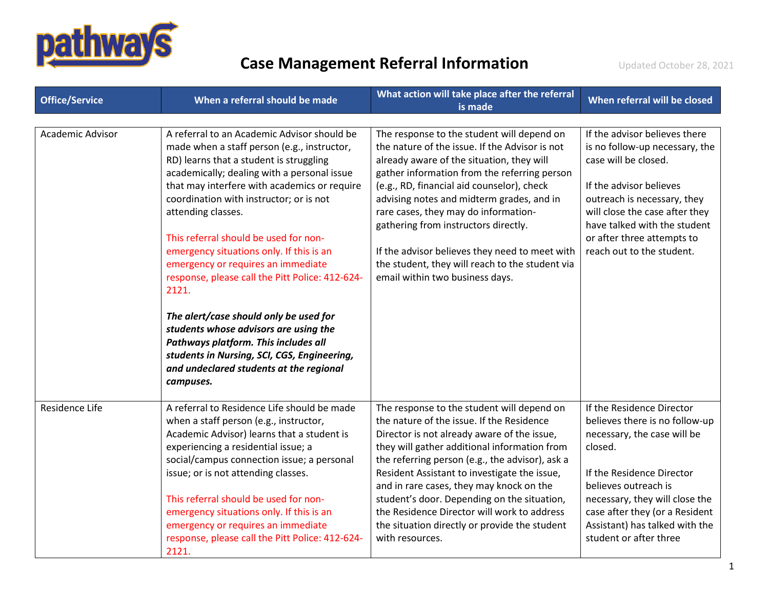# Case Management Referral Information

Updated October 28, 2021

| Office/Service | When a referral should be made | What action will take place after the referral is made | When referral will be closed |
|---|---|---|---|
| Academic Advisor | A referral to an Academic Advisor should be made when a staff person (e.g., instructor, RD) learns that a student is struggling academically; dealing with a personal issue that may interfere with academics or require coordination with instructor; or is not attending classes.<br><br>This referral should be used for non-emergency situations only. If this is an emergency or requires an immediate response, please call the Pitt Police: 412-624-2121.<br><br>***The alert/case should only be used for students whose advisors are using the Pathways platform. This includes all students in Nursing, SCI, CGS, Engineering, and undeclared students at the regional campuses.*** | The response to the student will depend on the nature of the issue. If the Advisor is not already aware of the situation, they will gather information from the referring person (e.g., RD, financial aid counselor), check advising notes and midterm grades, and in rare cases, they may do information-gathering from instructors directly.<br><br>If the advisor believes they need to meet with the student, they will reach to the student via email within two business days. | If the advisor believes there is no follow-up necessary, the case will be closed.<br><br>If the advisor believes outreach is necessary, they will close the case after they have talked with the student or after three attempts to reach out to the student. |
| Residence Life | A referral to Residence Life should be made when a staff person (e.g., instructor, Academic Advisor) learns that a student is experiencing a residential issue; a social/campus connection issue; a personal issue; or is not attending classes.<br><br>This referral should be used for non-emergency situations only. If this is an emergency or requires an immediate response, please call the Pitt Police: 412-624-2121. | The response to the student will depend on the nature of the issue. If the Residence Director is not already aware of the issue, they will gather additional information from the referring person (e.g., the advisor), ask a Resident Assistant to investigate the issue, and in rare cases, they may knock on the student's door. Depending on the situation, the Residence Director will work to address the situation directly or provide the student with resources. | If the Residence Director believes there is no follow-up necessary, the case will be closed.<br><br>If the Residence Director believes outreach is necessary, they will close the case after they (or a Resident Assistant) has talked with the student or after three |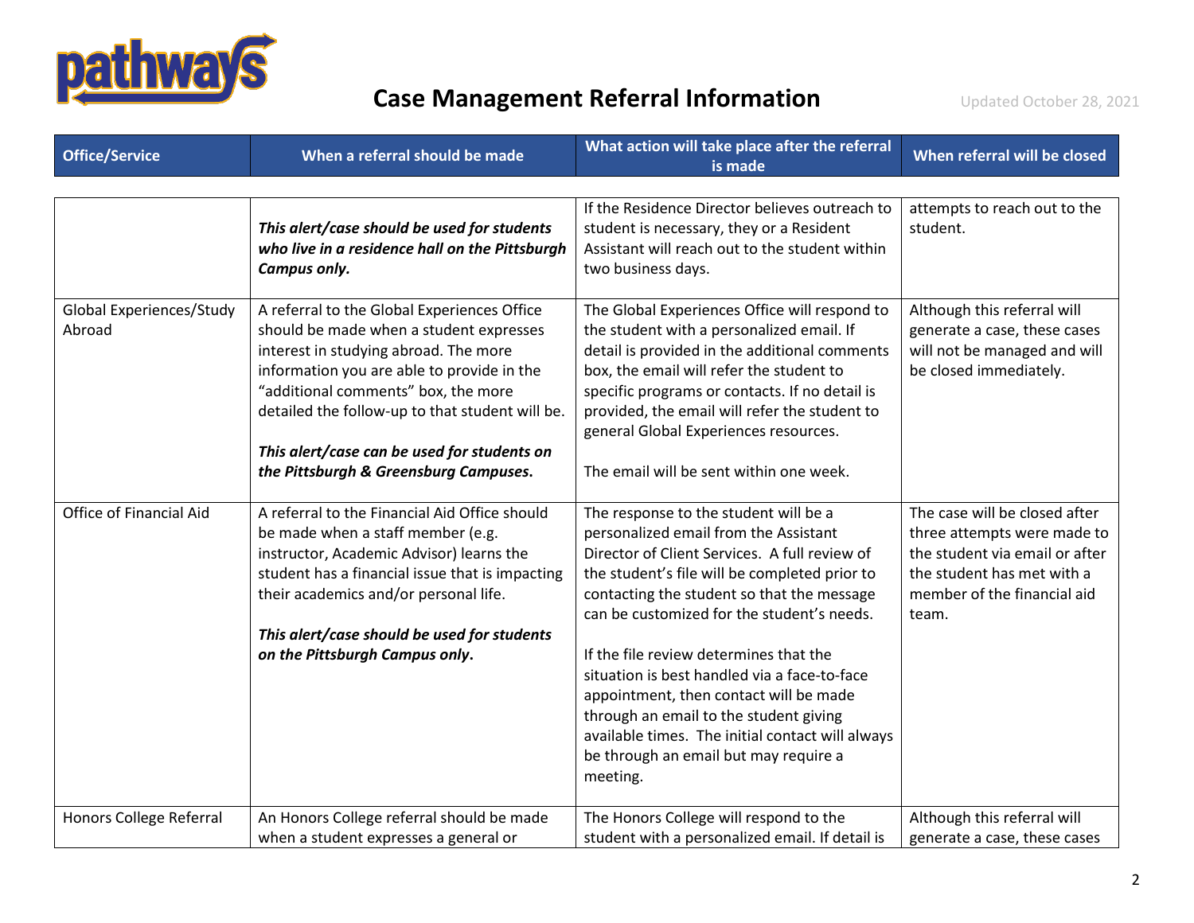# Case Management Referral Information

Updated October 28, 2021

| Office/Service | When a referral should be made | What action will take place after the referral is made | When referral will be closed |
|---|---|---|---|
| | ***This alert/case should be used for students who live in a residence hall on the Pittsburgh Campus only.*** | If the Residence Director believes outreach to student is necessary, they or a Resident Assistant will reach out to the student within two business days. | attempts to reach out to the student. |
| Global Experiences/Study Abroad | A referral to the Global Experiences Office should be made when a student expresses interest in studying abroad. The more information you are able to provide in the "additional comments" box, the more detailed the follow-up to that student will be.<br><br>***This alert/case can be used for students on the Pittsburgh & Greensburg Campuses.*** | The Global Experiences Office will respond to the student with a personalized email. If detail is provided in the additional comments box, the email will refer the student to specific programs or contacts. If no detail is provided, the email will refer the student to general Global Experiences resources.<br><br>The email will be sent within one week. | Although this referral will generate a case, these cases will not be managed and will be closed immediately. |
| Office of Financial Aid | A referral to the Financial Aid Office should be made when a staff member (e.g. instructor, Academic Advisor) learns the student has a financial issue that is impacting their academics and/or personal life.<br><br>***This alert/case should be used for students on the Pittsburgh Campus only.*** | The response to the student will be a personalized email from the Assistant Director of Client Services. A full review of the student's file will be completed prior to contacting the student so that the message can be customized for the student's needs.<br><br>If the file review determines that the situation is best handled via a face-to-face appointment, then contact will be made through an email to the student giving available times. The initial contact will always be through an email but may require a meeting. | The case will be closed after three attempts were made to the student via email or after the student has met with a member of the financial aid team. |
| Honors College Referral | An Honors College referral should be made when a student expresses a general or | The Honors College will respond to the student with a personalized email. If detail is | Although this referral will generate a case, these cases |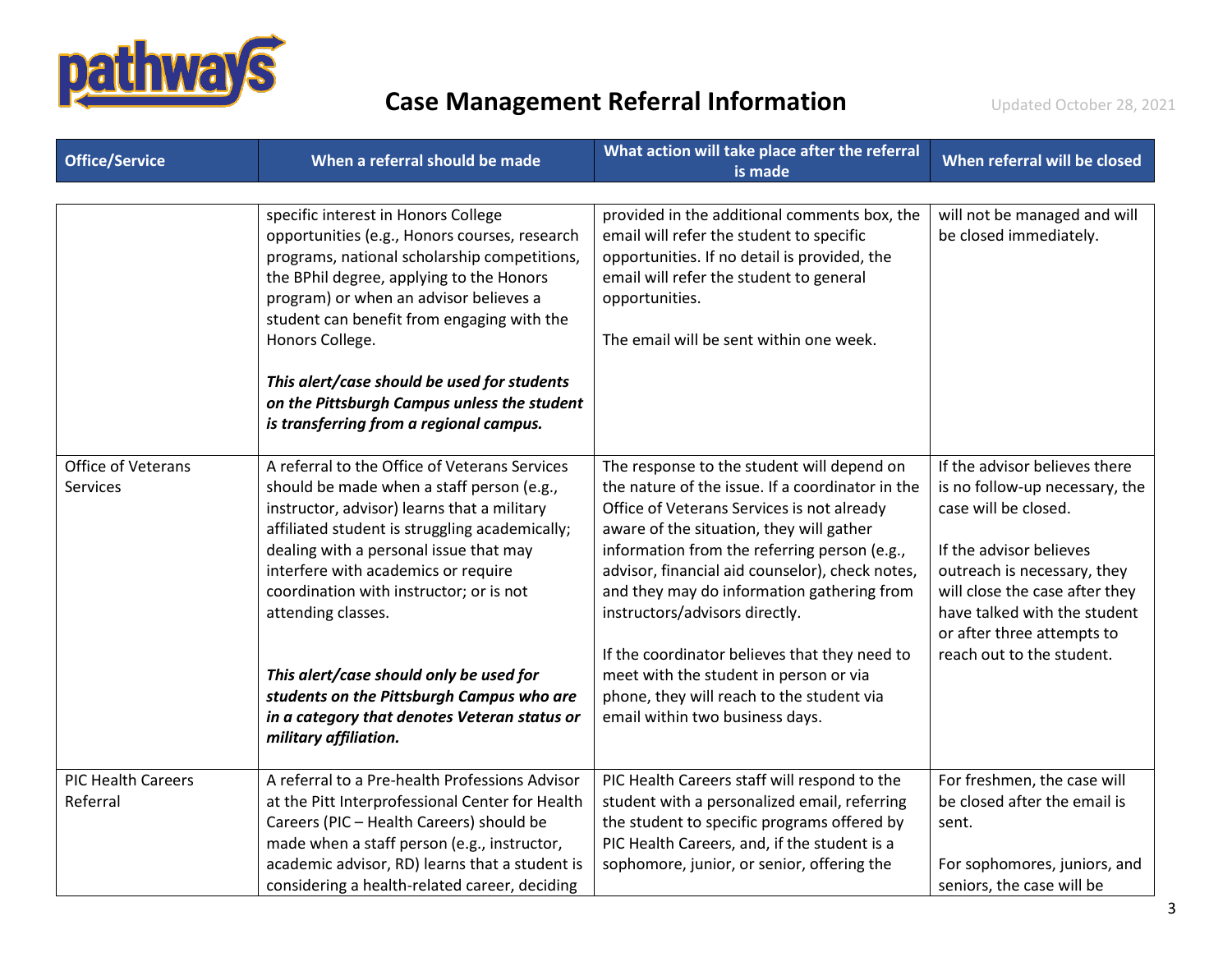# Case Management Referral Information

Updated October 28, 2021

| Office/Service | When a referral should be made | What action will take place after the referral is made | When referral will be closed |
|---|---|---|---|
| | specific interest in Honors College opportunities (e.g., Honors courses, research programs, national scholarship competitions, the BPhil degree, applying to the Honors program) or when an advisor believes a student can benefit from engaging with the Honors College.<br><br>***This alert/case should be used for students on the Pittsburgh Campus unless the student is transferring from a regional campus.*** | provided in the additional comments box, the email will refer the student to specific opportunities. If no detail is provided, the email will refer the student to general opportunities.<br><br>The email will be sent within one week. | will not be managed and will be closed immediately. |
| Office of Veterans Services | A referral to the Office of Veterans Services should be made when a staff person (e.g., instructor, advisor) learns that a military affiliated student is struggling academically; dealing with a personal issue that may interfere with academics or require coordination with instructor; or is not attending classes.<br><br>***This alert/case should only be used for students on the Pittsburgh Campus who are in a category that denotes Veteran status or military affiliation.*** | The response to the student will depend on the nature of the issue. If a coordinator in the Office of Veterans Services is not already aware of the situation, they will gather information from the referring person (e.g., advisor, financial aid counselor), check notes, and they may do information gathering from instructors/advisors directly.<br><br>If the coordinator believes that they need to meet with the student in person or via phone, they will reach to the student via email within two business days. | If the advisor believes there is no follow-up necessary, the case will be closed.<br><br>If the advisor believes outreach is necessary, they will close the case after they have talked with the student or after three attempts to reach out to the student. |
| PIC Health Careers Referral | A referral to a Pre-health Professions Advisor at the Pitt Interprofessional Center for Health Careers (PIC – Health Careers) should be made when a staff person (e.g., instructor, academic advisor, RD) learns that a student is considering a health-related career, deciding | PIC Health Careers staff will respond to the student with a personalized email, referring the student to specific programs offered by PIC Health Careers, and, if the student is a sophomore, junior, or senior, offering the | For freshmen, the case will be closed after the email is sent.<br><br>For sophomores, juniors, and seniors, the case will be |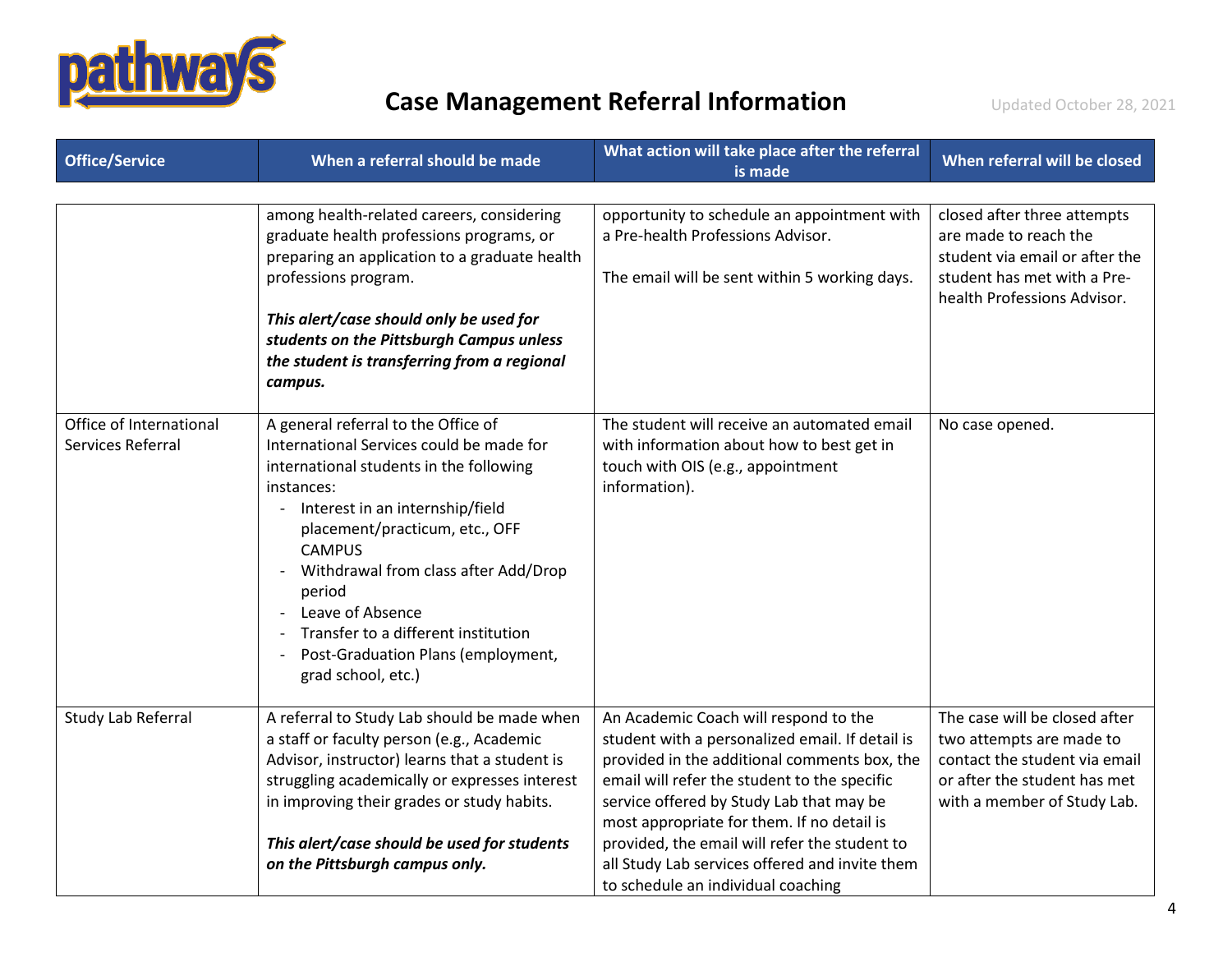# Case Management Referral Information

Updated October 28, 2021

| Office/Service | When a referral should be made | What action will take place after the referral is made | When referral will be closed |
|---|---|---|---|
| | among health-related careers, considering graduate health professions programs, or preparing an application to a graduate health professions program.<br><br>***This alert/case should only be used for students on the Pittsburgh Campus unless the student is transferring from a regional campus.*** | opportunity to schedule an appointment with a Pre-health Professions Advisor.<br><br>The email will be sent within 5 working days. | closed after three attempts are made to reach the student via email or after the student has met with a Pre-health Professions Advisor. |
| Office of International Services Referral | A general referral to the Office of International Services could be made for international students in the following instances:<br>- Interest in an internship/field placement/practicum, etc., OFF CAMPUS<br>- Withdrawal from class after Add/Drop period<br>- Leave of Absence<br>- Transfer to a different institution<br>- Post-Graduation Plans (employment, grad school, etc.) | The student will receive an automated email with information about how to best get in touch with OIS (e.g., appointment information). | No case opened. |
| Study Lab Referral | A referral to Study Lab should be made when a staff or faculty person (e.g., Academic Advisor, instructor) learns that a student is struggling academically or expresses interest in improving their grades or study habits.<br><br>***This alert/case should be used for students on the Pittsburgh campus only.*** | An Academic Coach will respond to the student with a personalized email. If detail is provided in the additional comments box, the email will refer the student to the specific service offered by Study Lab that may be most appropriate for them. If no detail is provided, the email will refer the student to all Study Lab services offered and invite them to schedule an individual coaching | The case will be closed after two attempts are made to contact the student via email or after the student has met with a member of Study Lab. |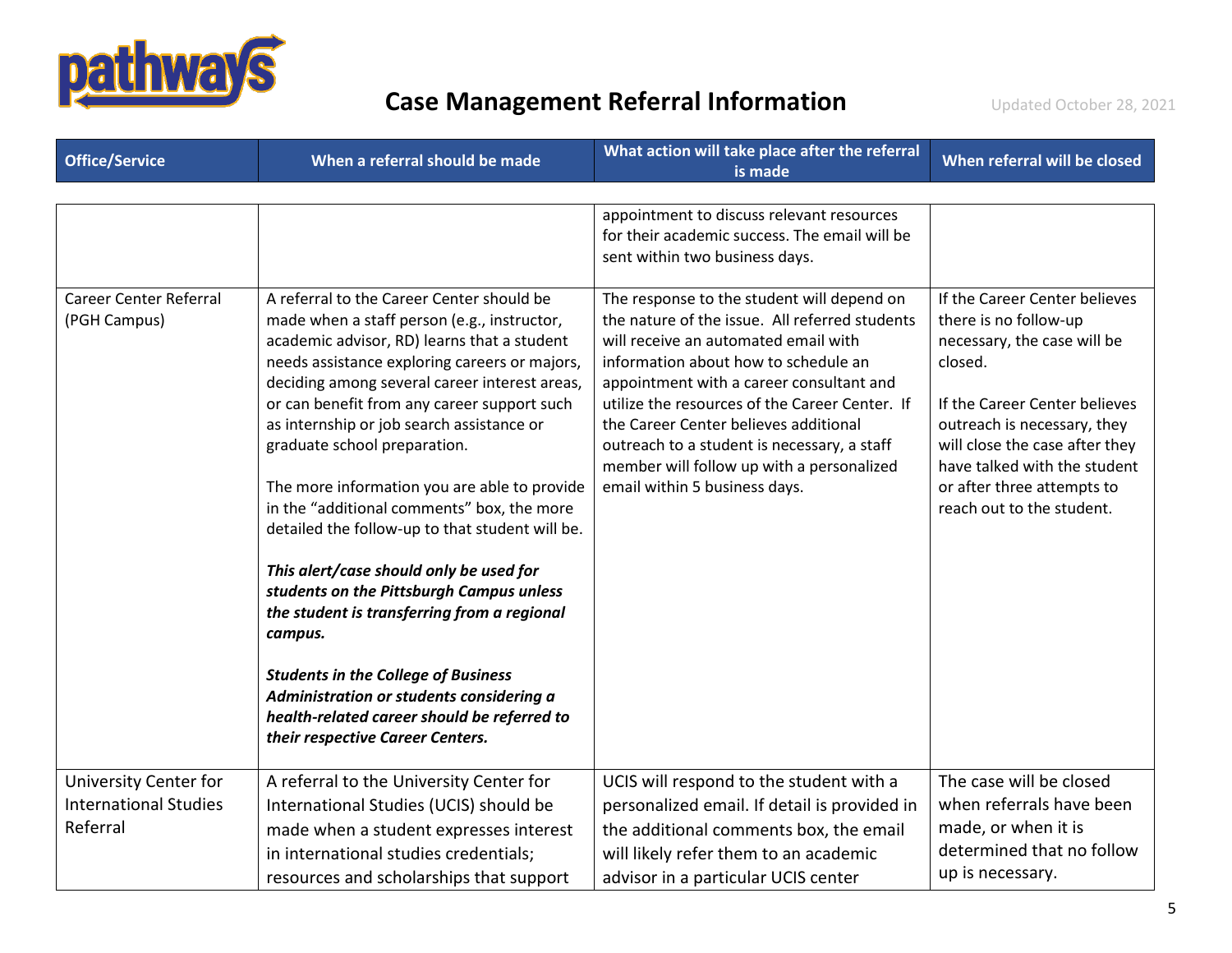# Case Management Referral Information

Updated October 28, 2021

| Office/Service | When a referral should be made | What action will take place after the referral is made | When referral will be closed |
|---|---|---|---|
| | | appointment to discuss relevant resources for their academic success. The email will be sent within two business days. | |
| Career Center Referral (PGH Campus) | A referral to the Career Center should be made when a staff person (e.g., instructor, academic advisor, RD) learns that a student needs assistance exploring careers or majors, deciding among several career interest areas, or can benefit from any career support such as internship or job search assistance or graduate school preparation.<br><br>The more information you are able to provide in the "additional comments" box, the more detailed the follow-up to that student will be.<br><br>***This alert/case should only be used for students on the Pittsburgh Campus unless the student is transferring from a regional campus.***<br><br>***Students in the College of Business Administration or students considering a health-related career should be referred to their respective Career Centers.*** | The response to the student will depend on the nature of the issue. All referred students will receive an automated email with information about how to schedule an appointment with a career consultant and utilize the resources of the Career Center. If the Career Center believes additional outreach to a student is necessary, a staff member will follow up with a personalized email within 5 business days. | If the Career Center believes there is no follow-up necessary, the case will be closed.<br><br>If the Career Center believes outreach is necessary, they will close the case after they have talked with the student or after three attempts to reach out to the student. |
| University Center for International Studies Referral | A referral to the University Center for International Studies (UCIS) should be made when a student expresses interest in international studies credentials; resources and scholarships that support | UCIS will respond to the student with a personalized email. If detail is provided in the additional comments box, the email will likely refer them to an academic advisor in a particular UCIS center | The case will be closed when referrals have been made, or when it is determined that no follow up is necessary. |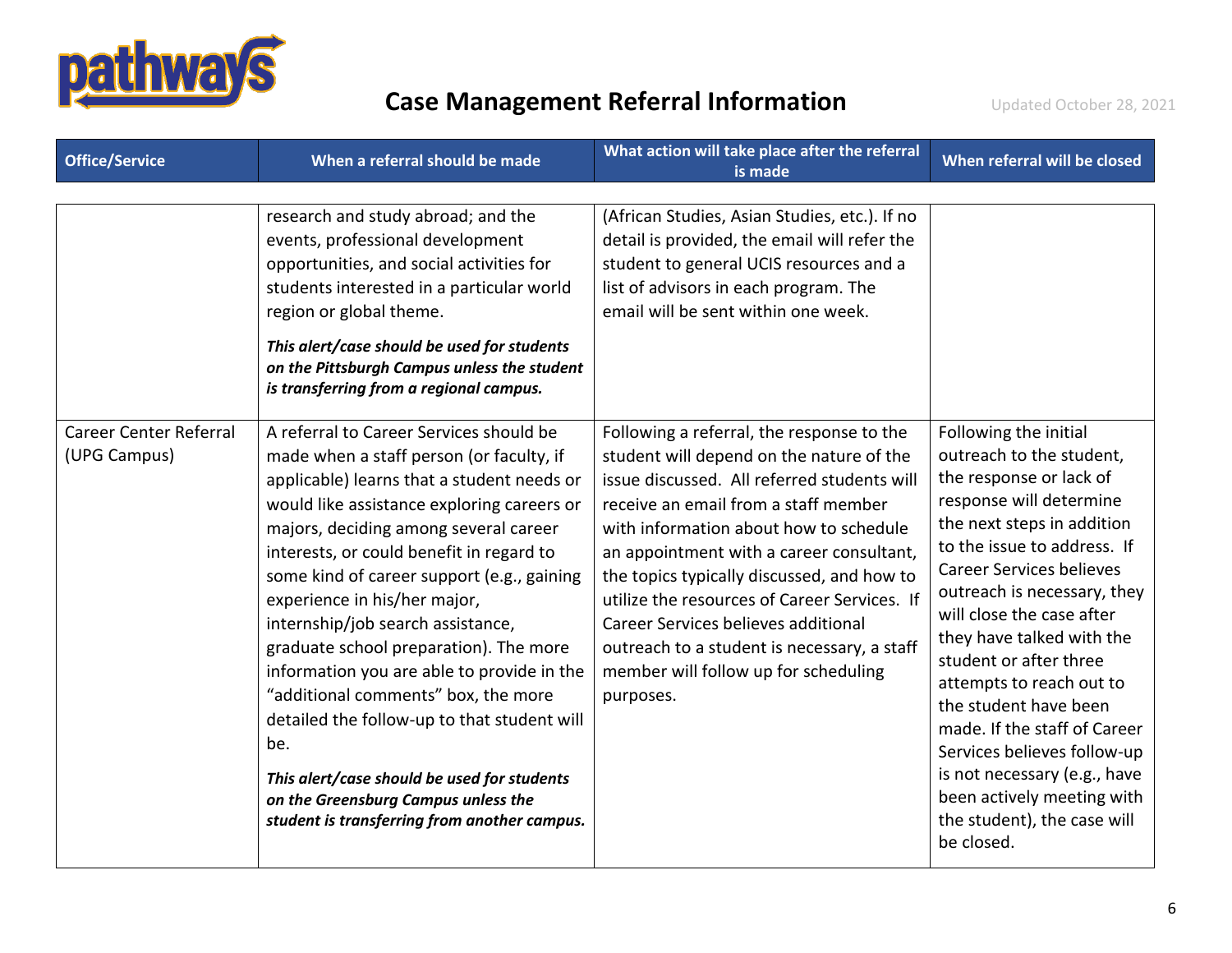# Case Management Referral Information

Updated October 28, 2021

| Office/Service | When a referral should be made | What action will take place after the referral is made | When referral will be closed |
| --- | --- | --- | --- |
| | research and study abroad; and the events, professional development opportunities, and social activities for students interested in a particular world region or global theme.<br><br>***This alert/case should be used for students on the Pittsburgh Campus unless the student is transferring from a regional campus.*** | (African Studies, Asian Studies, etc.). If no detail is provided, the email will refer the student to general UCIS resources and a list of advisors in each program. The email will be sent within one week. | |
| Career Center Referral (UPG Campus) | A referral to Career Services should be made when a staff person (or faculty, if applicable) learns that a student needs or would like assistance exploring careers or majors, deciding among several career interests, or could benefit in regard to some kind of career support (e.g., gaining experience in his/her major, internship/job search assistance, graduate school preparation). The more information you are able to provide in the "additional comments" box, the more detailed the follow-up to that student will be.<br><br>***This alert/case should be used for students on the Greensburg Campus unless the student is transferring from another campus.*** | Following a referral, the response to the student will depend on the nature of the issue discussed. All referred students will receive an email from a staff member with information about how to schedule an appointment with a career consultant, the topics typically discussed, and how to utilize the resources of Career Services. If Career Services believes additional outreach to a student is necessary, a staff member will follow up for scheduling purposes. | Following the initial outreach to the student, the response or lack of response will determine the next steps in addition to the issue to address. If Career Services believes outreach is necessary, they will close the case after they have talked with the student or after three attempts to reach out to the student have been made. If the staff of Career Services believes follow-up is not necessary (e.g., have been actively meeting with the student), the case will be closed. |